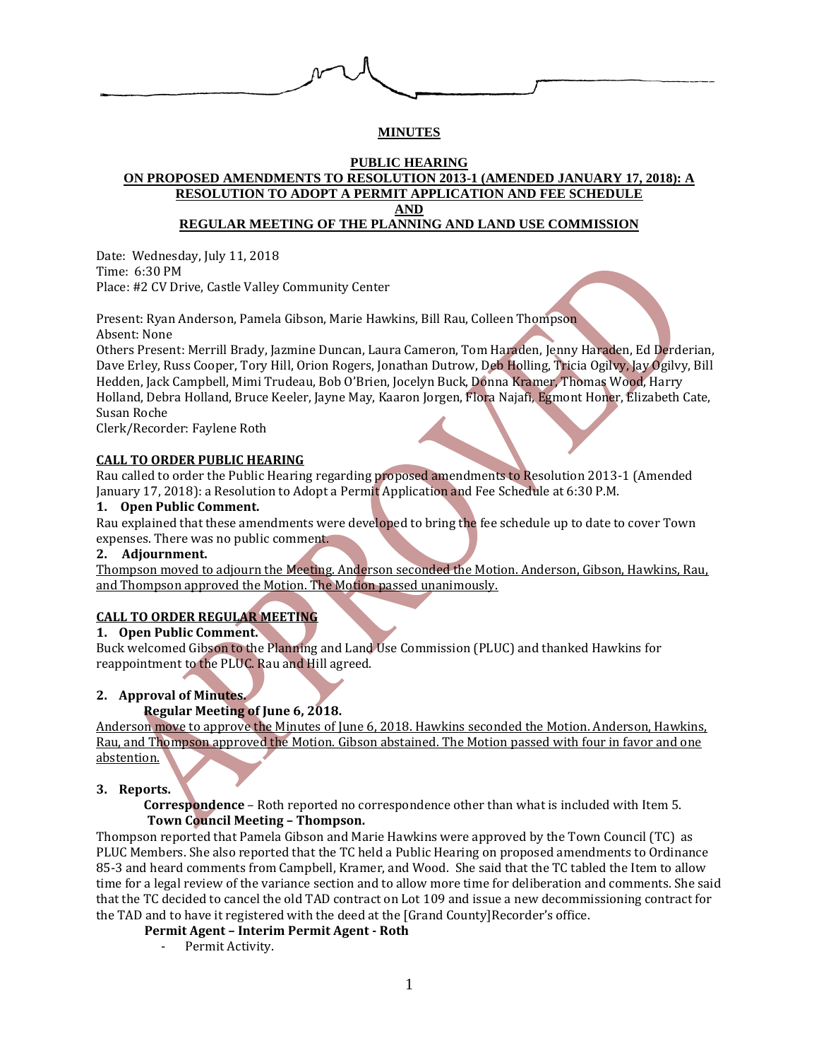**MINUTES**

**PUBLIC HEARING**
**ON PROPOSED AMENDMENTS TO RESOLUTION 2013-1 (AMENDED JANUARY 17, 2018): A RESOLUTION TO ADOPT A PERMIT APPLICATION AND FEE SCHEDULE**
**AND**
**REGULAR MEETING OF THE PLANNING AND LAND USE COMMISSION**

Date: Wednesday, July 11, 2018
Time: 6:30 PM
Place: #2 CV Drive, Castle Valley Community Center

Present: Ryan Anderson, Pamela Gibson, Marie Hawkins, Bill Rau, Colleen Thompson
Absent: None
Others Present: Merrill Brady, Jazmine Duncan, Laura Cameron, Tom Haraden, Jenny Haraden, Ed Derderian, Dave Erley, Russ Cooper, Tory Hill, Orion Rogers, Jonathan Dutrow, Deb Holling, Tricia Ogilvy, Jay Ogilvy, Bill Hedden, Jack Campbell, Mimi Trudeau, Bob O'Brien, Jocelyn Buck, Donna Kramer, Thomas Wood, Harry Holland, Debra Holland, Bruce Keeler, Jayne May, Kaaron Jorgen, Flora Najafi, Egmont Honer, Elizabeth Cate, Susan Roche
Clerk/Recorder: Faylene Roth

**CALL TO ORDER PUBLIC HEARING**

Rau called to order the Public Hearing regarding proposed amendments to Resolution 2013-1 (Amended January 17, 2018): a Resolution to Adopt a Permit Application and Fee Schedule at 6:30 P.M.

**1. Open Public Comment.**

Rau explained that these amendments were developed to bring the fee schedule up to date to cover Town expenses. There was no public comment.

**2. Adjournment.**

Thompson moved to adjourn the Meeting. Anderson seconded the Motion. Anderson, Gibson, Hawkins, Rau, and Thompson approved the Motion. The Motion passed unanimously.

**CALL TO ORDER REGULAR MEETING**

**1. Open Public Comment.**

Buck welcomed Gibson to the Planning and Land Use Commission (PLUC) and thanked Hawkins for reappointment to the PLUC. Rau and Hill agreed.

**2. Approval of Minutes.**

**Regular Meeting of June 6, 2018.**

Anderson move to approve the Minutes of June 6, 2018. Hawkins seconded the Motion. Anderson, Hawkins, Rau, and Thompson approved the Motion. Gibson abstained. The Motion passed with four in favor and one abstention.

**3. Reports.**

**Correspondence** – Roth reported no correspondence other than what is included with Item 5.

**Town Council Meeting – Thompson.**

Thompson reported that Pamela Gibson and Marie Hawkins were approved by the Town Council (TC) as PLUC Members. She also reported that the TC held a Public Hearing on proposed amendments to Ordinance 85-3 and heard comments from Campbell, Kramer, and Wood. She said that the TC tabled the Item to allow time for a legal review of the variance section and to allow more time for deliberation and comments. She said that the TC decided to cancel the old TAD contract on Lot 109 and issue a new decommissioning contract for the TAD and to have it registered with the deed at the [Grand County]Recorder's office.

**Permit Agent – Interim Permit Agent - Roth**

- Permit Activity.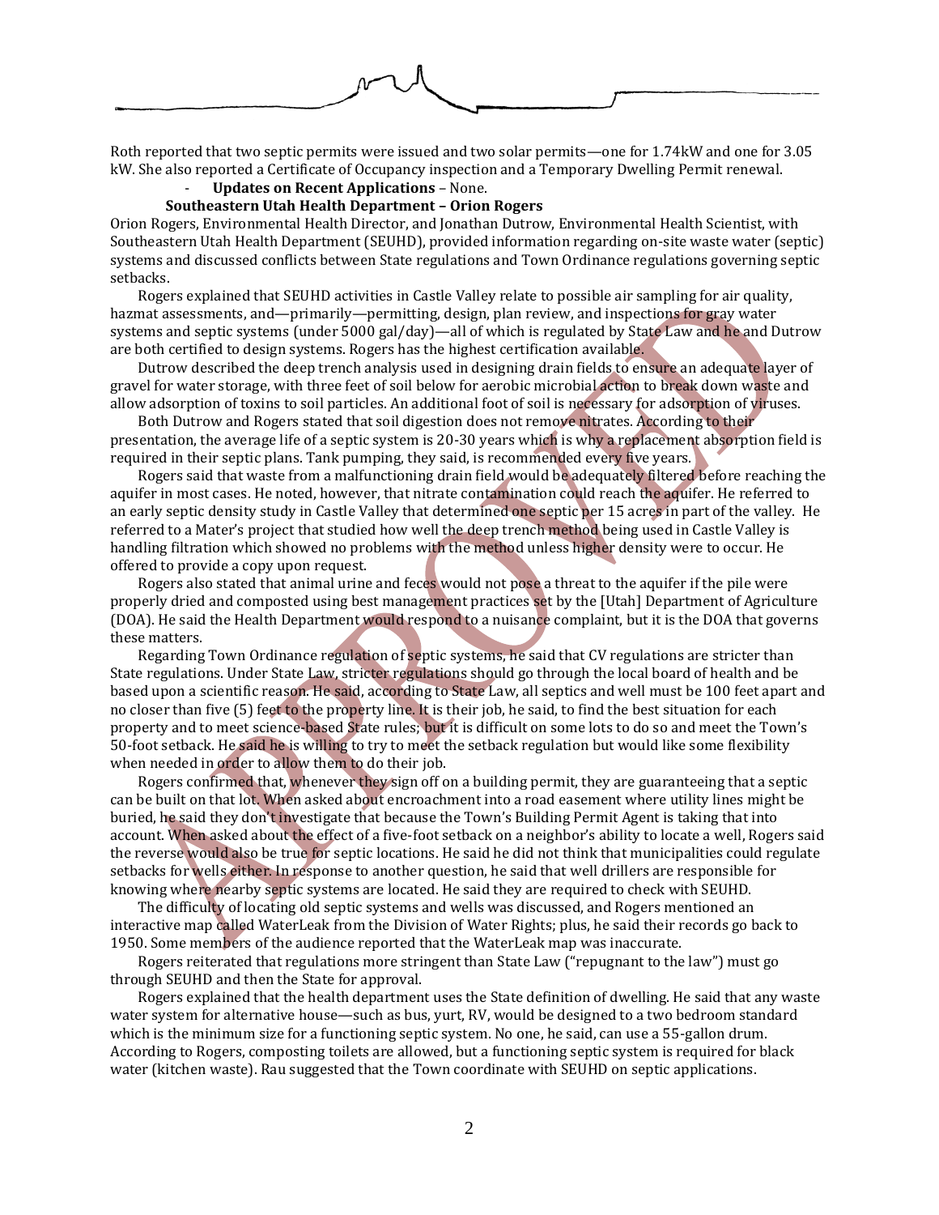Roth reported that two septic permits were issued and two solar permits—one for 1.74kW and one for 3.05 kW. She also reported a Certificate of Occupancy inspection and a Temporary Dwelling Permit renewal.

- **Updates on Recent Applications** – None.

**Southeastern Utah Health Department – Orion Rogers**

Orion Rogers, Environmental Health Director, and Jonathan Dutrow, Environmental Health Scientist, with Southeastern Utah Health Department (SEUHD), provided information regarding on-site waste water (septic) systems and discussed conflicts between State regulations and Town Ordinance regulations governing septic setbacks.

Rogers explained that SEUHD activities in Castle Valley relate to possible air sampling for air quality, hazmat assessments, and—primarily—permitting, design, plan review, and inspections for gray water systems and septic systems (under 5000 gal/day)—all of which is regulated by State Law and he and Dutrow are both certified to design systems. Rogers has the highest certification available.

Dutrow described the deep trench analysis used in designing drain fields to ensure an adequate layer of gravel for water storage, with three feet of soil below for aerobic microbial action to break down waste and allow adsorption of toxins to soil particles. An additional foot of soil is necessary for adsorption of viruses.

Both Dutrow and Rogers stated that soil digestion does not remove nitrates. According to their presentation, the average life of a septic system is 20-30 years which is why a replacement absorption field is required in their septic plans. Tank pumping, they said, is recommended every five years.

Rogers said that waste from a malfunctioning drain field would be adequately filtered before reaching the aquifer in most cases. He noted, however, that nitrate contamination could reach the aquifer. He referred to an early septic density study in Castle Valley that determined one septic per 15 acres in part of the valley. He referred to a Mater's project that studied how well the deep trench method being used in Castle Valley is handling filtration which showed no problems with the method unless higher density were to occur. He offered to provide a copy upon request.

Rogers also stated that animal urine and feces would not pose a threat to the aquifer if the pile were properly dried and composted using best management practices set by the [Utah] Department of Agriculture (DOA). He said the Health Department would respond to a nuisance complaint, but it is the DOA that governs these matters.

Regarding Town Ordinance regulation of septic systems, he said that CV regulations are stricter than State regulations. Under State Law, stricter regulations should go through the local board of health and be based upon a scientific reason. He said, according to State Law, all septics and well must be 100 feet apart and no closer than five (5) feet to the property line. It is their job, he said, to find the best situation for each property and to meet science-based State rules; but it is difficult on some lots to do so and meet the Town's 50-foot setback. He said he is willing to try to meet the setback regulation but would like some flexibility when needed in order to allow them to do their job.

Rogers confirmed that, whenever they sign off on a building permit, they are guaranteeing that a septic can be built on that lot. When asked about encroachment into a road easement where utility lines might be buried, he said they don't investigate that because the Town's Building Permit Agent is taking that into account. When asked about the effect of a five-foot setback on a neighbor's ability to locate a well, Rogers said the reverse would also be true for septic locations. He said he did not think that municipalities could regulate setbacks for wells either. In response to another question, he said that well drillers are responsible for knowing where nearby septic systems are located. He said they are required to check with SEUHD.

The difficulty of locating old septic systems and wells was discussed, and Rogers mentioned an interactive map called WaterLeak from the Division of Water Rights; plus, he said their records go back to 1950. Some members of the audience reported that the WaterLeak map was inaccurate.

Rogers reiterated that regulations more stringent than State Law ("repugnant to the law") must go through SEUHD and then the State for approval.

Rogers explained that the health department uses the State definition of dwelling. He said that any waste water system for alternative house—such as bus, yurt, RV, would be designed to a two bedroom standard which is the minimum size for a functioning septic system. No one, he said, can use a 55-gallon drum. According to Rogers, composting toilets are allowed, but a functioning septic system is required for black water (kitchen waste). Rau suggested that the Town coordinate with SEUHD on septic applications.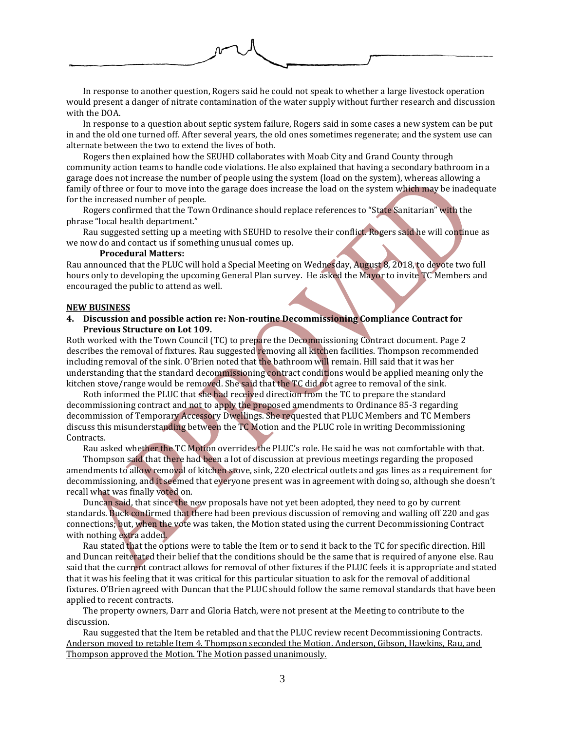In response to another question, Rogers said he could not speak to whether a large livestock operation would present a danger of nitrate contamination of the water supply without further research and discussion with the DOA.

In response to a question about septic system failure, Rogers said in some cases a new system can be put in and the old one turned off. After several years, the old ones sometimes regenerate; and the system use can alternate between the two to extend the lives of both.

Rogers then explained how the SEUHD collaborates with Moab City and Grand County through community action teams to handle code violations. He also explained that having a secondary bathroom in a garage does not increase the number of people using the system (load on the system), whereas allowing a family of three or four to move into the garage does increase the load on the system which may be inadequate for the increased number of people.

Rogers confirmed that the Town Ordinance should replace references to "State Sanitarian" with the phrase "local health department."

Rau suggested setting up a meeting with SEUHD to resolve their conflict. Rogers said he will continue as we now do and contact us if something unusual comes up.

**Procedural Matters:**

Rau announced that the PLUC will hold a Special Meeting on Wednesday, August 8, 2018, to devote two full hours only to developing the upcoming General Plan survey. He asked the Mayor to invite TC Members and encouraged the public to attend as well.

**NEW BUSINESS**

**4. Discussion and possible action re: Non-routine Decommissioning Compliance Contract for Previous Structure on Lot 109.**

Roth worked with the Town Council (TC) to prepare the Decommissioning Contract document. Page 2 describes the removal of fixtures. Rau suggested removing all kitchen facilities. Thompson recommended including removal of the sink. O'Brien noted that the bathroom will remain. Hill said that it was her understanding that the standard decommissioning contract conditions would be applied meaning only the kitchen stove/range would be removed. She said that the TC did not agree to removal of the sink.

Roth informed the PLUC that she had received direction from the TC to prepare the standard decommissioning contract and not to apply the proposed amendments to Ordinance 85-3 regarding decommission of Temporary Accessory Dwellings. She requested that PLUC Members and TC Members discuss this misunderstanding between the TC Motion and the PLUC role in writing Decommissioning Contracts.

Rau asked whether the TC Motion overrides the PLUC's role. He said he was not comfortable with that.

Thompson said that there had been a lot of discussion at previous meetings regarding the proposed amendments to allow removal of kitchen stove, sink, 220 electrical outlets and gas lines as a requirement for decommissioning, and it seemed that everyone present was in agreement with doing so, although she doesn't recall what was finally voted on.

Duncan said, that since the new proposals have not yet been adopted, they need to go by current standards. Buck confirmed that there had been previous discussion of removing and walling off 220 and gas connections; but, when the vote was taken, the Motion stated using the current Decommissioning Contract with nothing extra added.

Rau stated that the options were to table the Item or to send it back to the TC for specific direction. Hill and Duncan reiterated their belief that the conditions should be the same that is required of anyone else. Rau said that the current contract allows for removal of other fixtures if the PLUC feels it is appropriate and stated that it was his feeling that it was critical for this particular situation to ask for the removal of additional fixtures. O'Brien agreed with Duncan that the PLUC should follow the same removal standards that have been applied to recent contracts.

The property owners, Darr and Gloria Hatch, were not present at the Meeting to contribute to the discussion.

Rau suggested that the Item be retabled and that the PLUC review recent Decommissioning Contracts. <u>Anderson moved to retable Item 4. Thompson seconded the Motion. Anderson, Gibson, Hawkins, Rau, and Thompson approved the Motion. The Motion passed unanimously.</u>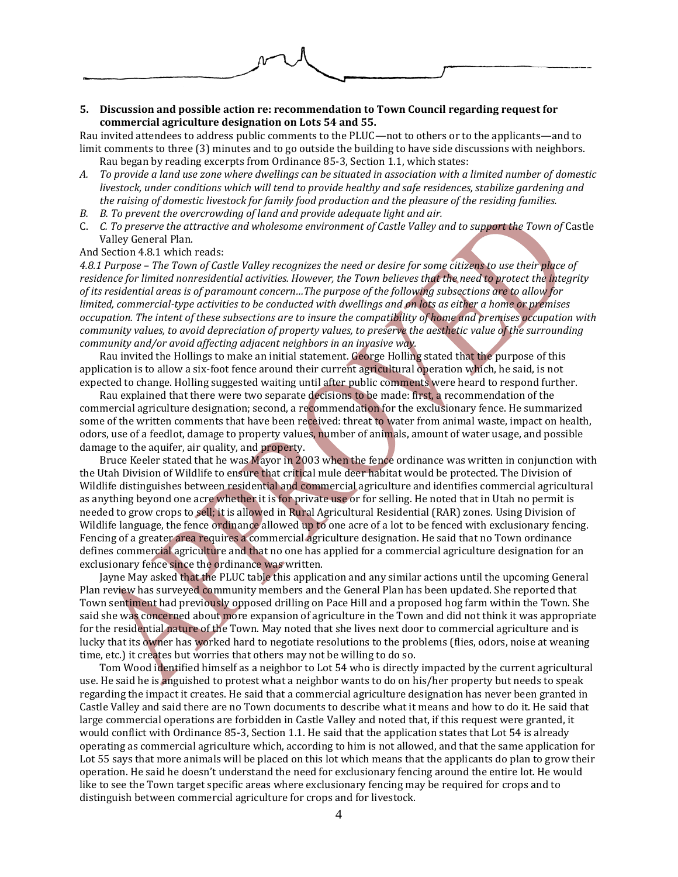**5. Discussion and possible action re: recommendation to Town Council regarding request for commercial agriculture designation on Lots 54 and 55.**

Rau invited attendees to address public comments to the PLUC—not to others or to the applicants—and to limit comments to three (3) minutes and to go outside the building to have side discussions with neighbors.

Rau began by reading excerpts from Ordinance 85-3, Section 1.1, which states:

*A. To provide a land use zone where dwellings can be situated in association with a limited number of domestic livestock, under conditions which will tend to provide healthy and safe residences, stabilize gardening and the raising of domestic livestock for family food production and the pleasure of the residing families.*

*B. B. To prevent the overcrowding of land and provide adequate light and air.*

C. *C. To preserve the attractive and wholesome environment of Castle Valley and to support the Town of* Castle Valley General Plan.

And Section 4.8.1 which reads:

*4.8.1 Purpose – The Town of Castle Valley recognizes the need or desire for some citizens to use their place of residence for limited nonresidential activities. However, the Town believes that the need to protect the integrity of its residential areas is of paramount concern…The purpose of the following subsections are to allow for limited, commercial-type activities to be conducted with dwellings and on lots as either a home or premises occupation. The intent of these subsections are to insure the compatibility of home and premises occupation with community values, to avoid depreciation of property values, to preserve the aesthetic value of the surrounding community and/or avoid affecting adjacent neighbors in an invasive way.*

Rau invited the Hollings to make an initial statement. George Holling stated that the purpose of this application is to allow a six-foot fence around their current agricultural operation which, he said, is not expected to change. Holling suggested waiting until after public comments were heard to respond further.

Rau explained that there were two separate decisions to be made: first, a recommendation of the commercial agriculture designation; second, a recommendation for the exclusionary fence. He summarized some of the written comments that have been received: threat to water from animal waste, impact on health, odors, use of a feedlot, damage to property values, number of animals, amount of water usage, and possible damage to the aquifer, air quality, and property.

Bruce Keeler stated that he was Mayor in 2003 when the fence ordinance was written in conjunction with the Utah Division of Wildlife to ensure that critical mule deer habitat would be protected. The Division of Wildlife distinguishes between residential and commercial agriculture and identifies commercial agricultural as anything beyond one acre whether it is for private use or for selling. He noted that in Utah no permit is needed to grow crops to sell; it is allowed in Rural Agricultural Residential (RAR) zones. Using Division of Wildlife language, the fence ordinance allowed up to one acre of a lot to be fenced with exclusionary fencing. Fencing of a greater area requires a commercial agriculture designation. He said that no Town ordinance defines commercial agriculture and that no one has applied for a commercial agriculture designation for an exclusionary fence since the ordinance was written.

Jayne May asked that the PLUC table this application and any similar actions until the upcoming General Plan review has surveyed community members and the General Plan has been updated. She reported that Town sentiment had previously opposed drilling on Pace Hill and a proposed hog farm within the Town. She said she was concerned about more expansion of agriculture in the Town and did not think it was appropriate for the residential nature of the Town. May noted that she lives next door to commercial agriculture and is lucky that its owner has worked hard to negotiate resolutions to the problems (flies, odors, noise at weaning time, etc.) it creates but worries that others may not be willing to do so.

Tom Wood identified himself as a neighbor to Lot 54 who is directly impacted by the current agricultural use. He said he is anguished to protest what a neighbor wants to do on his/her property but needs to speak regarding the impact it creates. He said that a commercial agriculture designation has never been granted in Castle Valley and said there are no Town documents to describe what it means and how to do it. He said that large commercial operations are forbidden in Castle Valley and noted that, if this request were granted, it would conflict with Ordinance 85-3, Section 1.1. He said that the application states that Lot 54 is already operating as commercial agriculture which, according to him is not allowed, and that the same application for Lot 55 says that more animals will be placed on this lot which means that the applicants do plan to grow their operation. He said he doesn't understand the need for exclusionary fencing around the entire lot. He would like to see the Town target specific areas where exclusionary fencing may be required for crops and to distinguish between commercial agriculture for crops and for livestock.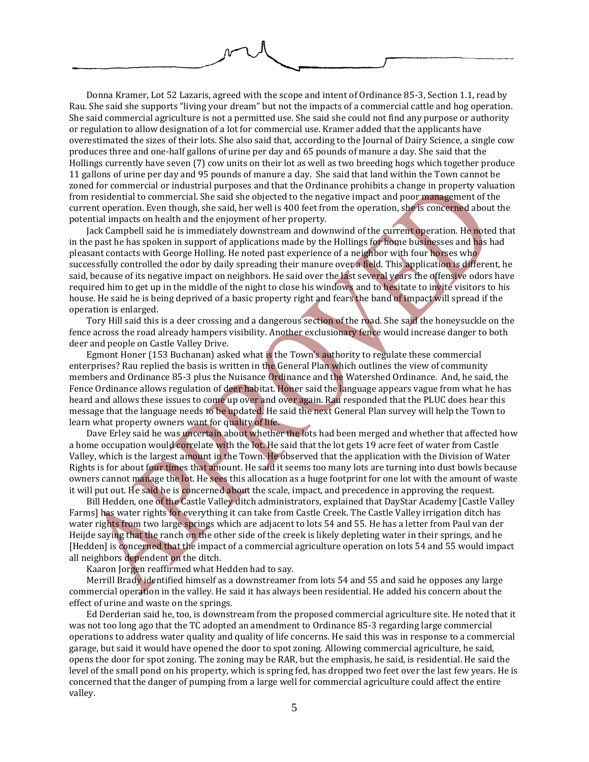Donna Kramer, Lot 52 Lazaris, agreed with the scope and intent of Ordinance 85-3, Section 1.1, read by Rau. She said she supports "living your dream" but not the impacts of a commercial cattle and hog operation. She said commercial agriculture is not a permitted use. She said she could not find any purpose or authority or regulation to allow designation of a lot for commercial use. Kramer added that the applicants have overestimated the sizes of their lots. She also said that, according to the Journal of Dairy Science, a single cow produces three and one-half gallons of urine per day and 65 pounds of manure a day. She said that the Hollings currently have seven (7) cow units on their lot as well as two breeding hogs which together produce 11 gallons of urine per day and 95 pounds of manure a day. She said that land within the Town cannot be zoned for commercial or industrial purposes and that the Ordinance prohibits a change in property valuation from residential to commercial. She said she objected to the negative impact and poor management of the current operation. Even though, she said, her well is 400 feet from the operation, she is concerned about the potential impacts on health and the enjoyment of her property.

Jack Campbell said he is immediately downstream and downwind of the current operation. He noted that in the past he has spoken in support of applications made by the Hollings for home businesses and has had pleasant contacts with George Holling. He noted past experience of a neighbor with four horses who successfully controlled the odor by daily spreading their manure over a field. This application is different, he said, because of its negative impact on neighbors. He said over the last several years the offensive odors have required him to get up in the middle of the night to close his windows and to hesitate to invite visitors to his house. He said he is being deprived of a basic property right and fears the band of impact will spread if the operation is enlarged.

Tory Hill said this is a deer crossing and a dangerous section of the road. She said the honeysuckle on the fence across the road already hampers visibility. Another exclusionary fence would increase danger to both deer and people on Castle Valley Drive.

Egmont Honer (153 Buchanan) asked what is the Town's authority to regulate these commercial enterprises? Rau replied the basis is written in the General Plan which outlines the view of community members and Ordinance 85-3 plus the Nuisance Ordinance and the Watershed Ordinance. And, he said, the Fence Ordinance allows regulation of deer habitat. Honer said the language appears vague from what he has heard and allows these issues to come up over and over again. Rau responded that the PLUC does hear this message that the language needs to be updated. He said the next General Plan survey will help the Town to learn what property owners want for quality of life.

Dave Erley said he was uncertain about whether the lots had been merged and whether that affected how a home occupation would correlate with the lot. He said that the lot gets 19 acre feet of water from Castle Valley, which is the largest amount in the Town. He observed that the application with the Division of Water Rights is for about four times that amount. He said it seems too many lots are turning into dust bowls because owners cannot manage the lot. He sees this allocation as a huge footprint for one lot with the amount of waste it will put out. He said he is concerned about the scale, impact, and precedence in approving the request.

Bill Hedden, one of the Castle Valley ditch administrators, explained that DayStar Academy [Castle Valley Farms] has water rights for everything it can take from Castle Creek. The Castle Valley irrigation ditch has water rights from two large springs which are adjacent to lots 54 and 55. He has a letter from Paul van der Heijde saying that the ranch on the other side of the creek is likely depleting water in their springs, and he [Hedden] is concerned that the impact of a commercial agriculture operation on lots 54 and 55 would impact all neighbors dependent on the ditch.

Kaaron Jorgen reaffirmed what Hedden had to say.

Merrill Brady identified himself as a downstreamer from lots 54 and 55 and said he opposes any large commercial operation in the valley. He said it has always been residential. He added his concern about the effect of urine and waste on the springs.

Ed Derderian said he, too, is downstream from the proposed commercial agriculture site. He noted that it was not too long ago that the TC adopted an amendment to Ordinance 85-3 regarding large commercial operations to address water quality and quality of life concerns. He said this was in response to a commercial garage, but said it would have opened the door to spot zoning. Allowing commercial agriculture, he said, opens the door for spot zoning. The zoning may be RAR, but the emphasis, he said, is residential. He said the level of the small pond on his property, which is spring fed, has dropped two feet over the last few years. He is concerned that the danger of pumping from a large well for commercial agriculture could affect the entire valley.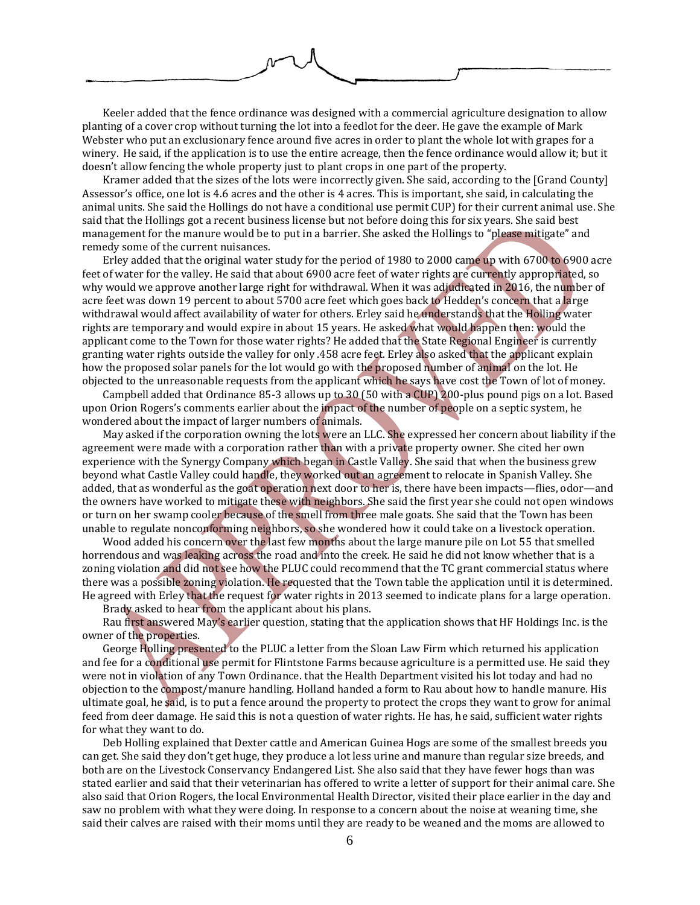Keeler added that the fence ordinance was designed with a commercial agriculture designation to allow planting of a cover crop without turning the lot into a feedlot for the deer. He gave the example of Mark Webster who put an exclusionary fence around five acres in order to plant the whole lot with grapes for a winery. He said, if the application is to use the entire acreage, then the fence ordinance would allow it; but it doesn't allow fencing the whole property just to plant crops in one part of the property.

Kramer added that the sizes of the lots were incorrectly given. She said, according to the [Grand County] Assessor's office, one lot is 4.6 acres and the other is 4 acres. This is important, she said, in calculating the animal units. She said the Hollings do not have a conditional use permit CUP) for their current animal use. She said that the Hollings got a recent business license but not before doing this for six years. She said best management for the manure would be to put in a barrier. She asked the Hollings to "please mitigate" and remedy some of the current nuisances.

Erley added that the original water study for the period of 1980 to 2000 came up with 6700 to 6900 acre feet of water for the valley. He said that about 6900 acre feet of water rights are currently appropriated, so why would we approve another large right for withdrawal. When it was adjudicated in 2016, the number of acre feet was down 19 percent to about 5700 acre feet which goes back to Hedden's concern that a large withdrawal would affect availability of water for others. Erley said he understands that the Holling water rights are temporary and would expire in about 15 years. He asked what would happen then: would the applicant come to the Town for those water rights? He added that the State Regional Engineer is currently granting water rights outside the valley for only .458 acre feet. Erley also asked that the applicant explain how the proposed solar panels for the lot would go with the proposed number of animal on the lot. He objected to the unreasonable requests from the applicant which he says have cost the Town of lot of money.

Campbell added that Ordinance 85-3 allows up to 30 (50 with a CUP) 200-plus pound pigs on a lot. Based upon Orion Rogers's comments earlier about the impact of the number of people on a septic system, he wondered about the impact of larger numbers of animals.

May asked if the corporation owning the lots were an LLC. She expressed her concern about liability if the agreement were made with a corporation rather than with a private property owner. She cited her own experience with the Synergy Company which began in Castle Valley. She said that when the business grew beyond what Castle Valley could handle, they worked out an agreement to relocate in Spanish Valley. She added, that as wonderful as the goat operation next door to her is, there have been impacts—flies, odor—and the owners have worked to mitigate these with neighbors. She said the first year she could not open windows or turn on her swamp cooler because of the smell from three male goats. She said that the Town has been unable to regulate nonconforming neighbors, so she wondered how it could take on a livestock operation.

Wood added his concern over the last few months about the large manure pile on Lot 55 that smelled horrendous and was leaking across the road and into the creek. He said he did not know whether that is a zoning violation and did not see how the PLUC could recommend that the TC grant commercial status where there was a possible zoning violation. He requested that the Town table the application until it is determined. He agreed with Erley that the request for water rights in 2013 seemed to indicate plans for a large operation.

Brady asked to hear from the applicant about his plans.

Rau first answered May's earlier question, stating that the application shows that HF Holdings Inc. is the owner of the properties.

George Holling presented to the PLUC a letter from the Sloan Law Firm which returned his application and fee for a conditional use permit for Flintstone Farms because agriculture is a permitted use. He said they were not in violation of any Town Ordinance. that the Health Department visited his lot today and had no objection to the compost/manure handling. Holland handed a form to Rau about how to handle manure. His ultimate goal, he said, is to put a fence around the property to protect the crops they want to grow for animal feed from deer damage. He said this is not a question of water rights. He has, he said, sufficient water rights for what they want to do.

Deb Holling explained that Dexter cattle and American Guinea Hogs are some of the smallest breeds you can get. She said they don't get huge, they produce a lot less urine and manure than regular size breeds, and both are on the Livestock Conservancy Endangered List. She also said that they have fewer hogs than was stated earlier and said that their veterinarian has offered to write a letter of support for their animal care. She also said that Orion Rogers, the local Environmental Health Director, visited their place earlier in the day and saw no problem with what they were doing. In response to a concern about the noise at weaning time, she said their calves are raised with their moms until they are ready to be weaned and the moms are allowed to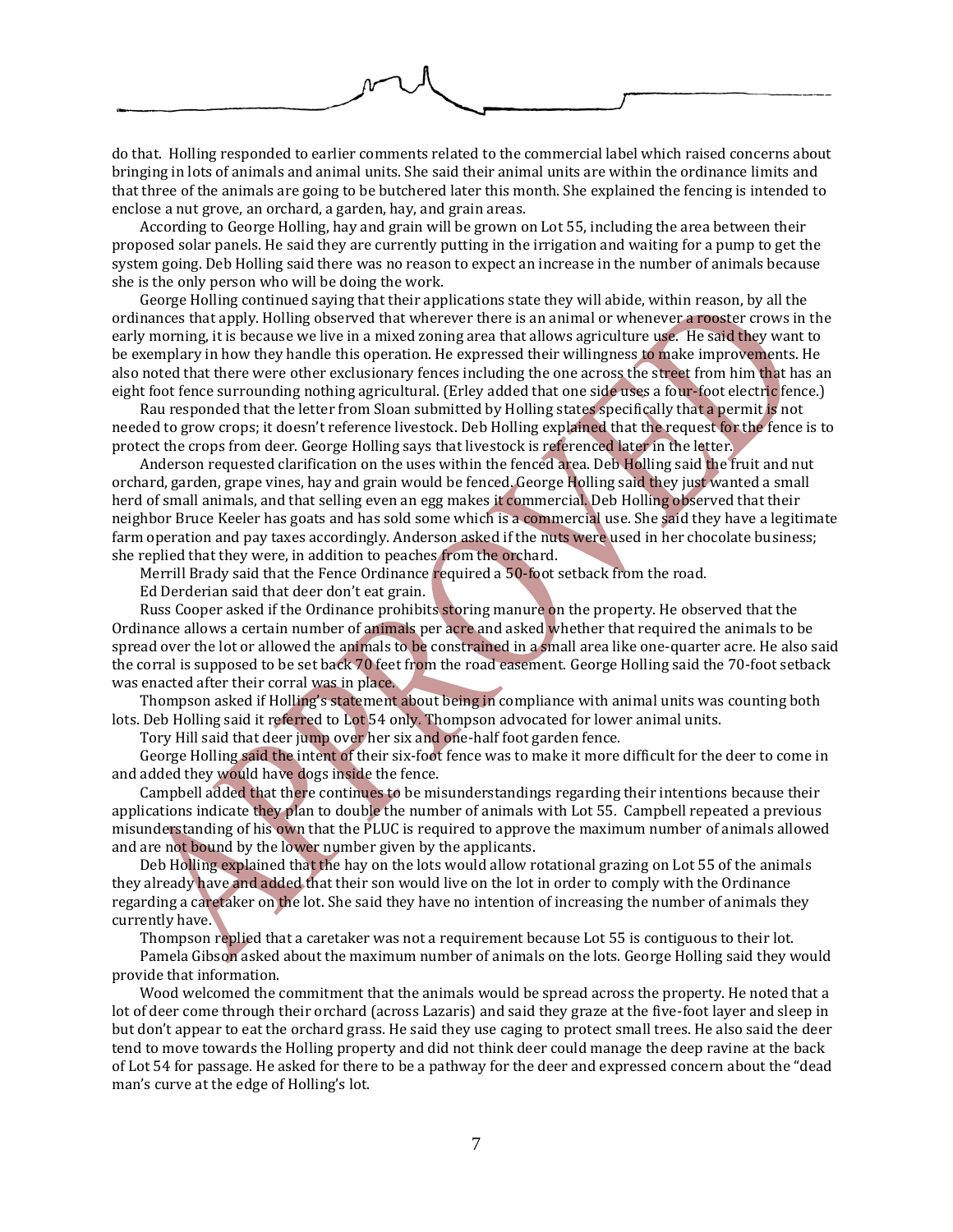do that. Holling responded to earlier comments related to the commercial label which raised concerns about bringing in lots of animals and animal units. She said their animal units are within the ordinance limits and that three of the animals are going to be butchered later this month. She explained the fencing is intended to enclose a nut grove, an orchard, a garden, hay, and grain areas.

According to George Holling, hay and grain will be grown on Lot 55, including the area between their proposed solar panels. He said they are currently putting in the irrigation and waiting for a pump to get the system going. Deb Holling said there was no reason to expect an increase in the number of animals because she is the only person who will be doing the work.

George Holling continued saying that their applications state they will abide, within reason, by all the ordinances that apply. Holling observed that wherever there is an animal or whenever a rooster crows in the early morning, it is because we live in a mixed zoning area that allows agriculture use. He said they want to be exemplary in how they handle this operation. He expressed their willingness to make improvements. He also noted that there were other exclusionary fences including the one across the street from him that has an eight foot fence surrounding nothing agricultural. (Erley added that one side uses a four-foot electric fence.)

Rau responded that the letter from Sloan submitted by Holling states specifically that a permit is not needed to grow crops; it doesn't reference livestock. Deb Holling explained that the request for the fence is to protect the crops from deer. George Holling says that livestock is referenced later in the letter.

Anderson requested clarification on the uses within the fenced area. Deb Holling said the fruit and nut orchard, garden, grape vines, hay and grain would be fenced. George Holling said they just wanted a small herd of small animals, and that selling even an egg makes it commercial. Deb Holling observed that their neighbor Bruce Keeler has goats and has sold some which is a commercial use. She said they have a legitimate farm operation and pay taxes accordingly. Anderson asked if the nuts were used in her chocolate business; she replied that they were, in addition to peaches from the orchard.

Merrill Brady said that the Fence Ordinance required a 50-foot setback from the road.

Ed Derderian said that deer don't eat grain.

Russ Cooper asked if the Ordinance prohibits storing manure on the property. He observed that the Ordinance allows a certain number of animals per acre and asked whether that required the animals to be spread over the lot or allowed the animals to be constrained in a small area like one-quarter acre. He also said the corral is supposed to be set back 70 feet from the road easement. George Holling said the 70-foot setback was enacted after their corral was in place.

Thompson asked if Holling's statement about being in compliance with animal units was counting both lots. Deb Holling said it referred to Lot 54 only. Thompson advocated for lower animal units.

Tory Hill said that deer jump over her six and one-half foot garden fence.

George Holling said the intent of their six-foot fence was to make it more difficult for the deer to come in and added they would have dogs inside the fence.

Campbell added that there continues to be misunderstandings regarding their intentions because their applications indicate they plan to double the number of animals with Lot 55. Campbell repeated a previous misunderstanding of his own that the PLUC is required to approve the maximum number of animals allowed and are not bound by the lower number given by the applicants.

Deb Holling explained that the hay on the lots would allow rotational grazing on Lot 55 of the animals they already have and added that their son would live on the lot in order to comply with the Ordinance regarding a caretaker on the lot. She said they have no intention of increasing the number of animals they currently have.

Thompson replied that a caretaker was not a requirement because Lot 55 is contiguous to their lot.

Pamela Gibson asked about the maximum number of animals on the lots. George Holling said they would provide that information.

Wood welcomed the commitment that the animals would be spread across the property. He noted that a lot of deer come through their orchard (across Lazaris) and said they graze at the five-foot layer and sleep in but don't appear to eat the orchard grass. He said they use caging to protect small trees. He also said the deer tend to move towards the Holling property and did not think deer could manage the deep ravine at the back of Lot 54 for passage. He asked for there to be a pathway for the deer and expressed concern about the "dead man's curve at the edge of Holling's lot.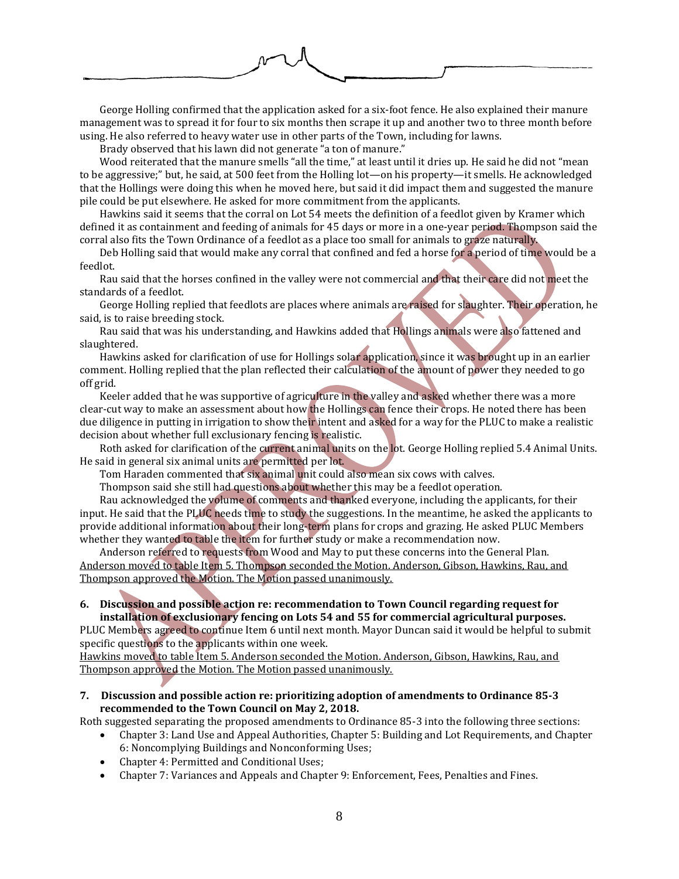George Holling confirmed that the application asked for a six-foot fence. He also explained their manure management was to spread it for four to six months then scrape it up and another two to three month before using. He also referred to heavy water use in other parts of the Town, including for lawns.

Brady observed that his lawn did not generate "a ton of manure."

Wood reiterated that the manure smells "all the time," at least until it dries up. He said he did not "mean to be aggressive;" but, he said, at 500 feet from the Holling lot—on his property—it smells. He acknowledged that the Hollings were doing this when he moved here, but said it did impact them and suggested the manure pile could be put elsewhere. He asked for more commitment from the applicants.

Hawkins said it seems that the corral on Lot 54 meets the definition of a feedlot given by Kramer which defined it as containment and feeding of animals for 45 days or more in a one-year period. Thompson said the corral also fits the Town Ordinance of a feedlot as a place too small for animals to graze naturally.

Deb Holling said that would make any corral that confined and fed a horse for a period of time would be a feedlot.

Rau said that the horses confined in the valley were not commercial and that their care did not meet the standards of a feedlot.

George Holling replied that feedlots are places where animals are raised for slaughter. Their operation, he said, is to raise breeding stock.

Rau said that was his understanding, and Hawkins added that Hollings animals were also fattened and slaughtered.

Hawkins asked for clarification of use for Hollings solar application, since it was brought up in an earlier comment. Holling replied that the plan reflected their calculation of the amount of power they needed to go off grid.

Keeler added that he was supportive of agriculture in the valley and asked whether there was a more clear-cut way to make an assessment about how the Hollings can fence their crops. He noted there has been due diligence in putting in irrigation to show their intent and asked for a way for the PLUC to make a realistic decision about whether full exclusionary fencing is realistic.

Roth asked for clarification of the current animal units on the lot. George Holling replied 5.4 Animal Units. He said in general six animal units are permitted per lot.

Tom Haraden commented that six animal unit could also mean six cows with calves.

Thompson said she still had questions about whether this may be a feedlot operation.

Rau acknowledged the volume of comments and thanked everyone, including the applicants, for their input. He said that the PLUC needs time to study the suggestions. In the meantime, he asked the applicants to provide additional information about their long-term plans for crops and grazing. He asked PLUC Members whether they wanted to table the item for further study or make a recommendation now.

Anderson referred to requests from Wood and May to put these concerns into the General Plan. <u>Anderson moved to table Item 5. Thompson seconded the Motion. Anderson, Gibson, Hawkins, Rau, and Thompson approved the Motion. The Motion passed unanimously.</u>

**6. Discussion and possible action re: recommendation to Town Council regarding request for installation of exclusionary fencing on Lots 54 and 55 for commercial agricultural purposes.**

PLUC Members agreed to continue Item 6 until next month. Mayor Duncan said it would be helpful to submit specific questions to the applicants within one week.

<u>Hawkins moved to table Item 5. Anderson seconded the Motion. Anderson, Gibson, Hawkins, Rau, and Thompson approved the Motion. The Motion passed unanimously.</u>

**7. Discussion and possible action re: prioritizing adoption of amendments to Ordinance 85-3 recommended to the Town Council on May 2, 2018.**

Roth suggested separating the proposed amendments to Ordinance 85-3 into the following three sections:

- Chapter 3: Land Use and Appeal Authorities, Chapter 5: Building and Lot Requirements, and Chapter 6: Noncomplying Buildings and Nonconforming Uses;
- Chapter 4: Permitted and Conditional Uses;
- Chapter 7: Variances and Appeals and Chapter 9: Enforcement, Fees, Penalties and Fines.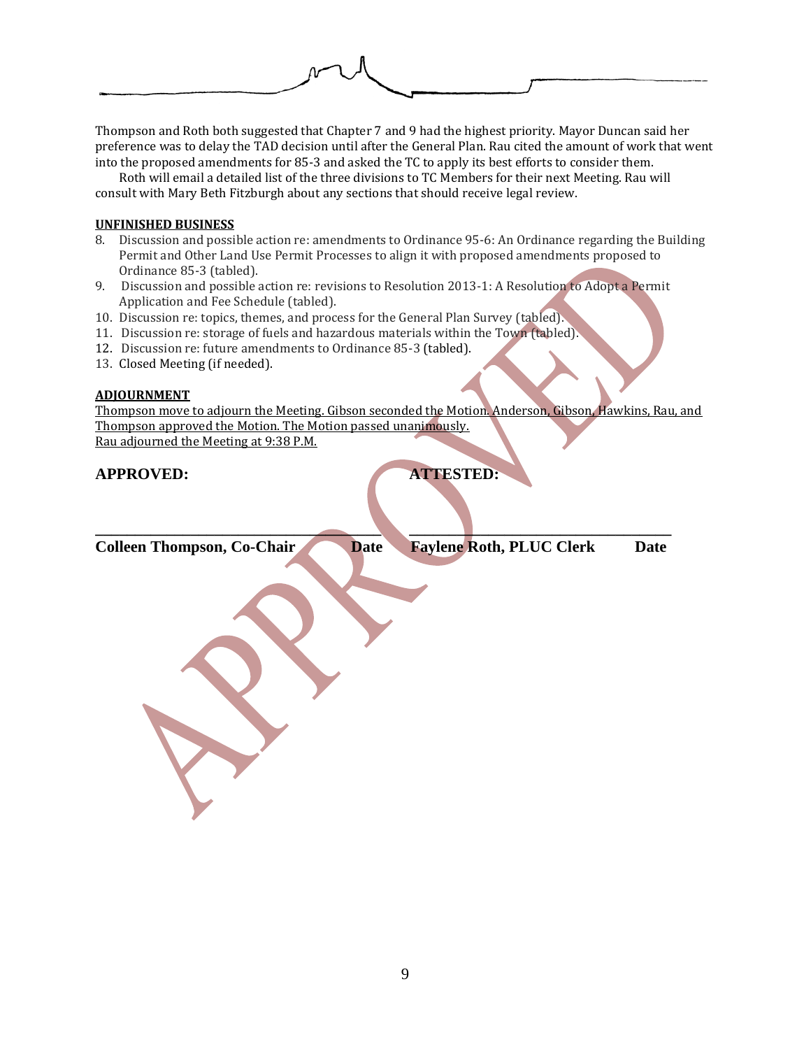Thompson and Roth both suggested that Chapter 7 and 9 had the highest priority. Mayor Duncan said her preference was to delay the TAD decision until after the General Plan. Rau cited the amount of work that went into the proposed amendments for 85-3 and asked the TC to apply its best efforts to consider them.

Roth will email a detailed list of the three divisions to TC Members for their next Meeting. Rau will consult with Mary Beth Fitzburgh about any sections that should receive legal review.

**UNFINISHED BUSINESS**

8. Discussion and possible action re: amendments to Ordinance 95-6: An Ordinance regarding the Building Permit and Other Land Use Permit Processes to align it with proposed amendments proposed to Ordinance 85-3 (tabled).
9. Discussion and possible action re: revisions to Resolution 2013-1: A Resolution to Adopt a Permit Application and Fee Schedule (tabled).
10. Discussion re: topics, themes, and process for the General Plan Survey (tabled).
11. Discussion re: storage of fuels and hazardous materials within the Town (tabled).
12. Discussion re: future amendments to Ordinance 85-3 (tabled).
13. Closed Meeting (if needed).

**ADJOURNMENT**

Thompson move to adjourn the Meeting. Gibson seconded the Motion. Anderson, Gibson, Hawkins, Rau, and Thompson approved the Motion. The Motion passed unanimously.
Rau adjourned the Meeting at 9:38 P.M.

**APPROVED:** **ATTESTED:**

\_\_\_\_\_\_\_\_\_\_\_\_\_\_\_\_\_\_\_\_\_\_\_\_\_\_\_\_\_\_\_\_\_\_\_\_ \_\_\_\_\_\_\_\_\_\_\_\_\_\_\_\_\_\_\_\_\_\_\_\_\_\_\_\_\_\_\_\_\_\_\_\_

**Colleen Thompson, Co-Chair Date** **Faylene Roth, PLUC Clerk Date**

APPROVED